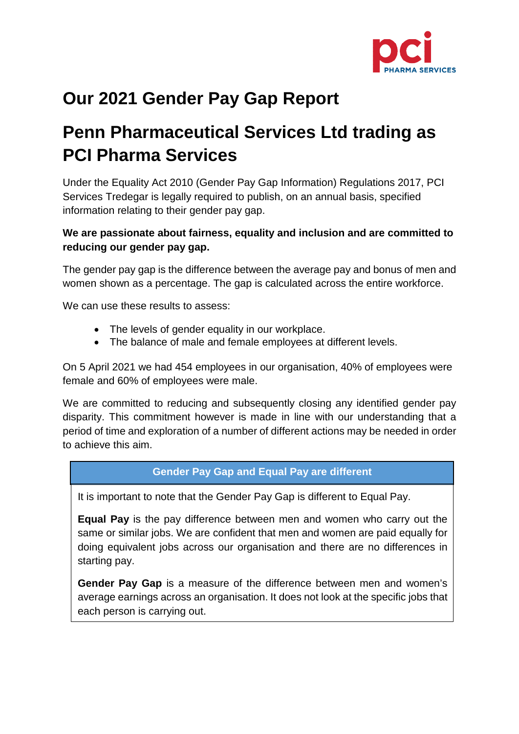# Our 2021 Gender Pay Gap Report

# Penn Pharmaceutical Services Ltd trading as PCI Pharma Services

Under the Equality Act 2010 (Gender Pay Gap Information) Regulations 2017, PCI Services Tredegar is legally required to publish, on an annual basis, specified information relating to their gender pay gap.

**We are passionate about fairness, equality and inclusion and are committed to reducing our gender pay gap.**

The gender pay gap is the difference between the average pay and bonus of men and women shown as a percentage. The gap is calculated across the entire workforce.

We can use these results to assess:

- The levels of gender equality in our workplace.
- The balance of male and female employees at different levels.

On 5 April 2021 we had 454 employees in our organisation, 40% of employees were female and 60% of employees were male.

We are committed to reducing and subsequently closing any identified gender pay disparity. This commitment however is made in line with our understanding that a period of time and exploration of a number of different actions may be needed in order to achieve this aim.

**Gender Pay Gap and Equal Pay are different**

It is important to note that the Gender Pay Gap is different to Equal Pay.

**Equal Pay** is the pay difference between men and women who carry out the same or similar jobs. We are confident that men and women are paid equally for doing equivalent jobs across our organisation and there are no differences in starting pay.

**Gender Pay Gap** is a measure of the difference between men and women's average earnings across an organisation. It does not look at the specific jobs that each person is carrying out.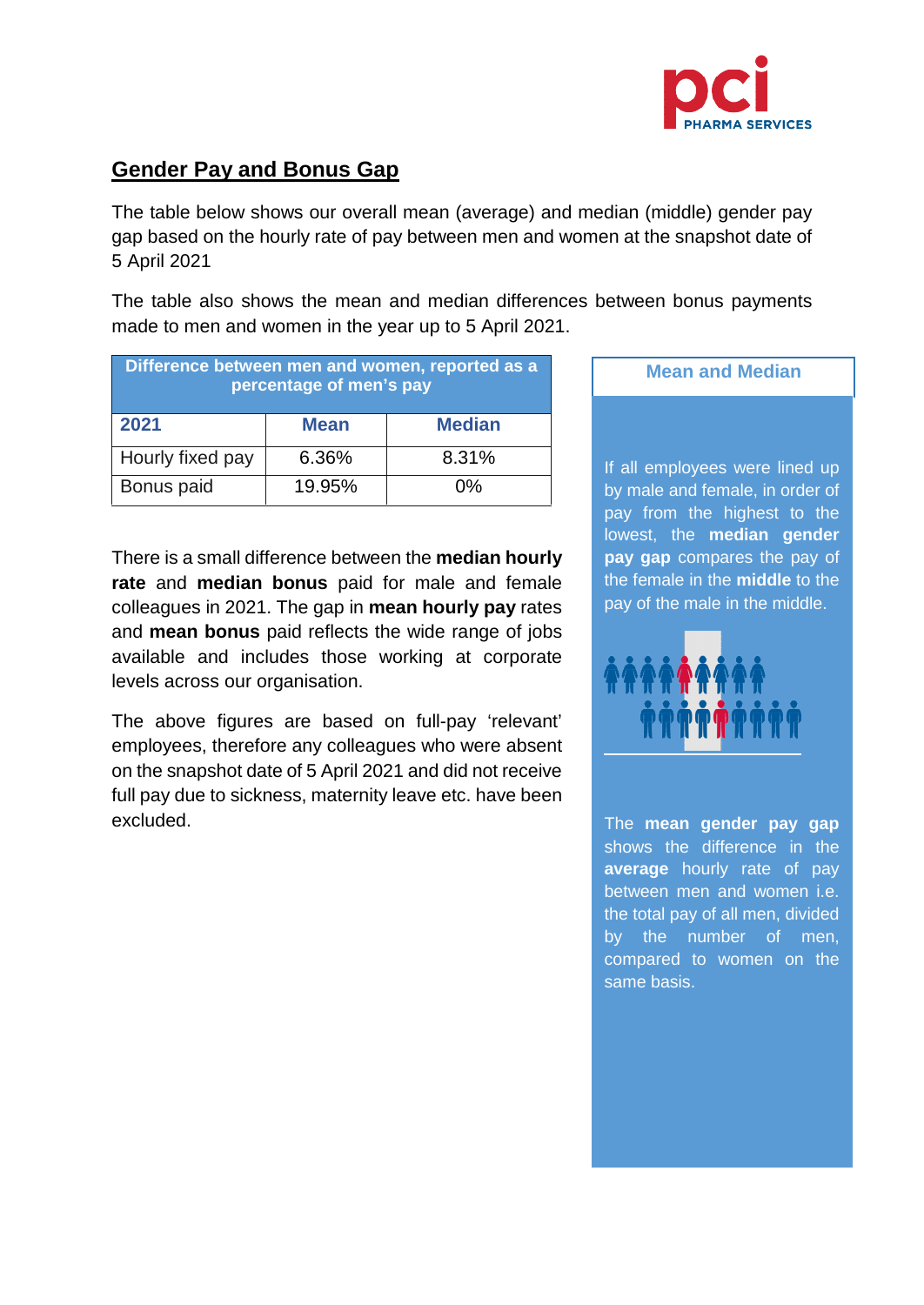## Gender Pay and Bonus Gap

The table below shows our overall mean (average) and median (middle) gender pay gap based on the hourly rate of pay between men and women at the snapshot date of 5 April 2021

The table also shows the mean and median differences between bonus payments made to men and women in the year up to 5 April 2021.

| Difference between men and women, reported as a percentage of men's pay | | |
|---|---|---|
| **2021** | **Mean** | **Median** |
| Hourly fixed pay | 6.36% | 8.31% |
| Bonus paid | 19.95% | 0% |

There is a small difference between the **median hourly rate** and **median bonus** paid for male and female colleagues in 2021. The gap in **mean hourly pay** rates and **mean bonus** paid reflects the wide range of jobs available and includes those working at corporate levels across our organisation.

The above figures are based on full-pay 'relevant' employees, therefore any colleagues who were absent on the snapshot date of 5 April 2021 and did not receive full pay due to sickness, maternity leave etc. have been excluded.

### Mean and Median

If all employees were lined up by male and female, in order of pay from the highest to the lowest, the **median gender pay gap** compares the pay of the female in the **middle** to the pay of the male in the middle.

The **mean gender pay gap** shows the difference in the **average** hourly rate of pay between men and women i.e. the total pay of all men, divided by the number of men, compared to women on the same basis.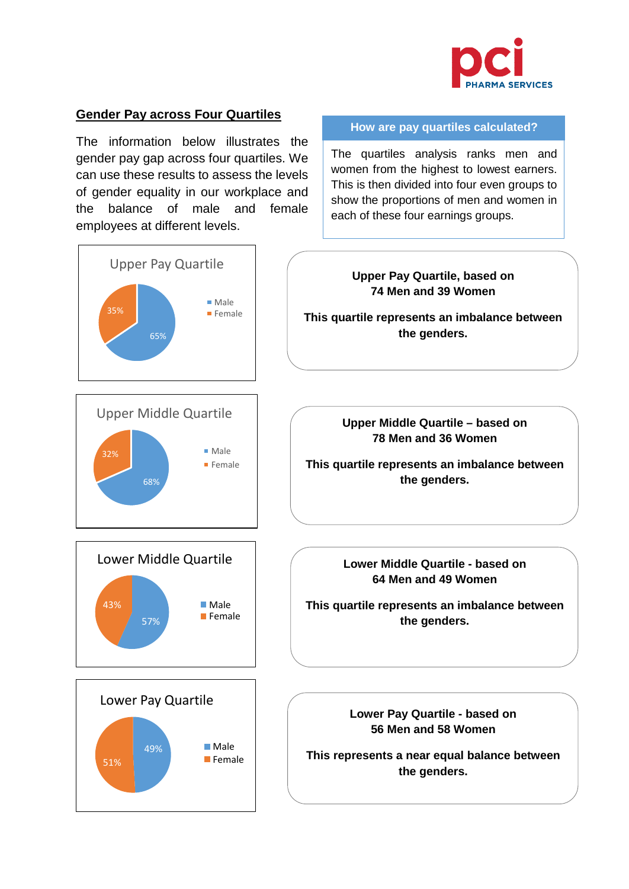## Gender Pay across Four Quartiles

The information below illustrates the gender pay gap across four quartiles. We can use these results to assess the levels of gender equality in our workplace and the balance of male and female employees at different levels.

**How are pay quartiles calculated?**

The quartiles analysis ranks men and women from the highest to lowest earners. This is then divided into four even groups to show the proportions of men and women in each of these four earnings groups.

### Upper Pay Quartile

Male 65%, Female 35%

**Upper Pay Quartile, based on 74 Men and 39 Women**

**This quartile represents an imbalance between the genders.**

### Upper Middle Quartile

Male 68%, Female 32%

**Upper Middle Quartile – based on 78 Men and 36 Women**

**This quartile represents an imbalance between the genders.**

### Lower Middle Quartile

Male 57%, Female 43%

**Lower Middle Quartile - based on 64 Men and 49 Women**

**This quartile represents an imbalance between the genders.**

### Lower Pay Quartile

Male 49%, Female 51%

**Lower Pay Quartile - based on 56 Men and 58 Women**

**This represents a near equal balance between the genders.**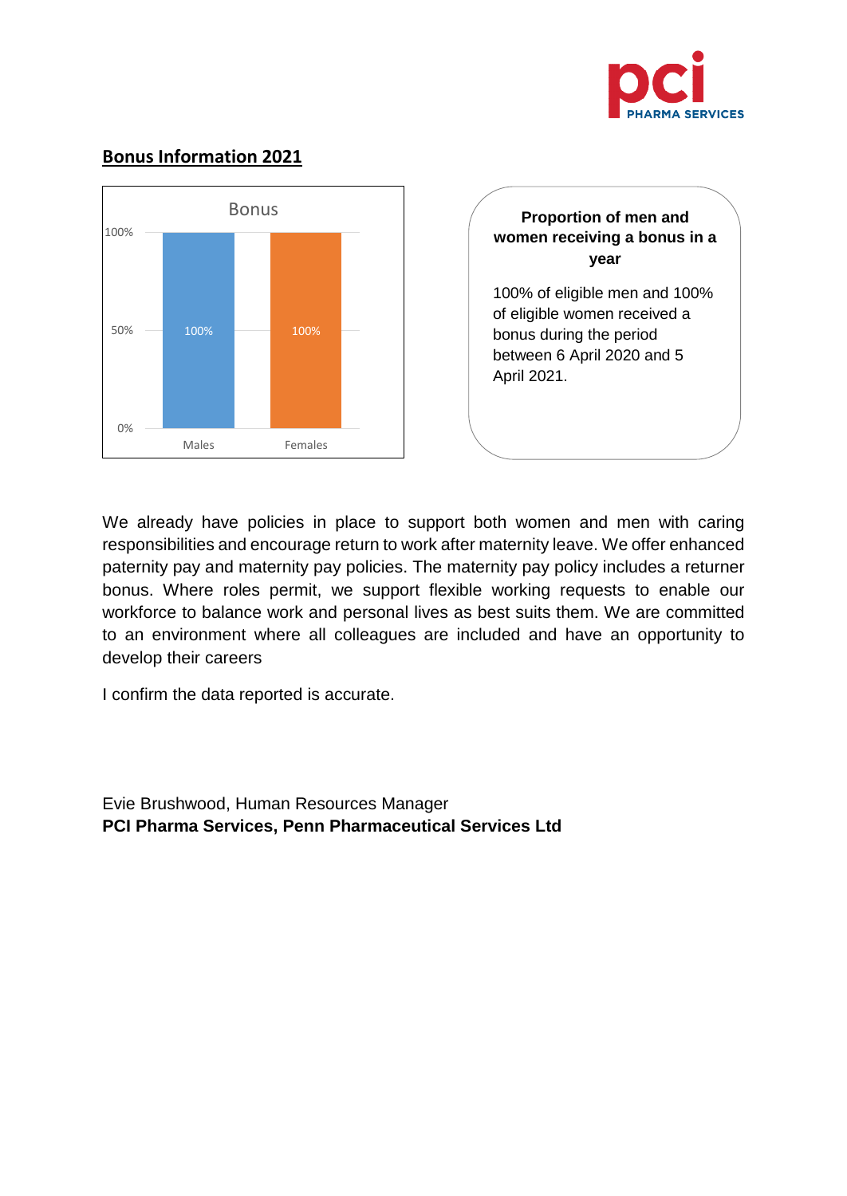## Bonus Information 2021

Bonus

100%

50%

0%

100%

100%

Males

Females

**Proportion of men and women receiving a bonus in a year**

100% of eligible men and 100% of eligible women received a bonus during the period between 6 April 2020 and 5 April 2021.

We already have policies in place to support both women and men with caring responsibilities and encourage return to work after maternity leave. We offer enhanced paternity pay and maternity pay policies. The maternity pay policy includes a returner bonus. Where roles permit, we support flexible working requests to enable our workforce to balance work and personal lives as best suits them. We are committed to an environment where all colleagues are included and have an opportunity to develop their careers

I confirm the data reported is accurate.

Evie Brushwood, Human Resources Manager
**PCI Pharma Services, Penn Pharmaceutical Services Ltd**